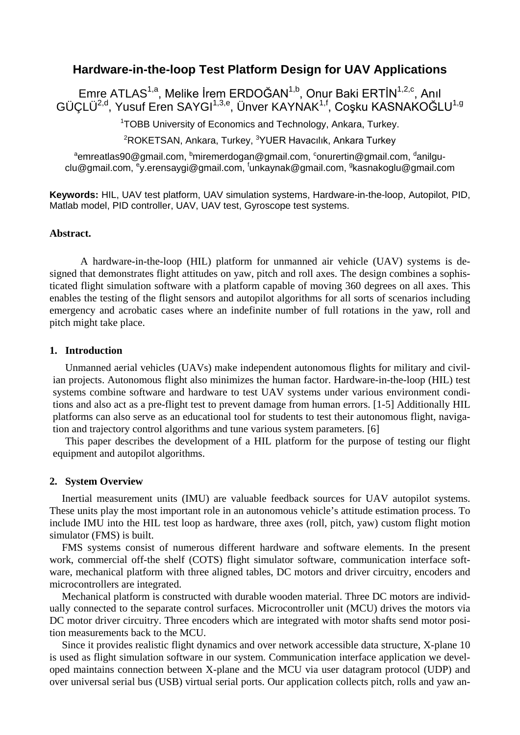# Hardware-in-the-loop Test Platform Design for UAV Applications

Emre ATLAS[1,a], Melike İrem ERDOĞAN[1,b], Onur Baki ERTİN[1,2,c], Anıl GÜÇLÜ[2,d], Yusuf Eren SAYGI[1,3,e], Ünver KAYNAK[1,f], Coşku KASNAKOĞLU[1,g]

[1]TOBB University of Economics and Technology, Ankara, Turkey.

[2]ROKETSAN, Ankara, Turkey, [3]YUER Havacılık, Ankara Turkey

[a]emreatlas90@gmail.com, [b]miremerdogan@gmail.com, [c]onurertin@gmail.com, [d]anilguclu@gmail.com, [e]y.erensaygi@gmail.com, [f]unkaynak@gmail.com, [g]kasnakoglu@gmail.com

**Keywords:** HIL, UAV test platform, UAV simulation systems, Hardware-in-the-loop, Autopilot, PID, Matlab model, PID controller, UAV, UAV test, Gyroscope test systems.

**Abstract.**

A hardware-in-the-loop (HIL) platform for unmanned air vehicle (UAV) systems is designed that demonstrates flight attitudes on yaw, pitch and roll axes. The design combines a sophisticated flight simulation software with a platform capable of moving 360 degrees on all axes. This enables the testing of the flight sensors and autopilot algorithms for all sorts of scenarios including emergency and acrobatic cases where an indefinite number of full rotations in the yaw, roll and pitch might take place.

## 1. Introduction

Unmanned aerial vehicles (UAVs) make independent autonomous flights for military and civilian projects. Autonomous flight also minimizes the human factor. Hardware-in-the-loop (HIL) test systems combine software and hardware to test UAV systems under various environment conditions and also act as a pre-flight test to prevent damage from human errors. [1-5] Additionally HIL platforms can also serve as an educational tool for students to test their autonomous flight, navigation and trajectory control algorithms and tune various system parameters. [6]

This paper describes the development of a HIL platform for the purpose of testing our flight equipment and autopilot algorithms.

## 2. System Overview

Inertial measurement units (IMU) are valuable feedback sources for UAV autopilot systems. These units play the most important role in an autonomous vehicle's attitude estimation process. To include IMU into the HIL test loop as hardware, three axes (roll, pitch, yaw) custom flight motion simulator (FMS) is built.

FMS systems consist of numerous different hardware and software elements. In the present work, commercial off-the shelf (COTS) flight simulator software, communication interface software, mechanical platform with three aligned tables, DC motors and driver circuitry, encoders and microcontrollers are integrated.

Mechanical platform is constructed with durable wooden material. Three DC motors are individually connected to the separate control surfaces. Microcontroller unit (MCU) drives the motors via DC motor driver circuitry. Three encoders which are integrated with motor shafts send motor position measurements back to the MCU.

Since it provides realistic flight dynamics and over network accessible data structure, X-plane 10 is used as flight simulation software in our system. Communication interface application we developed maintains connection between X-plane and the MCU via user datagram protocol (UDP) and over universal serial bus (USB) virtual serial ports. Our application collects pitch, rolls and yaw an-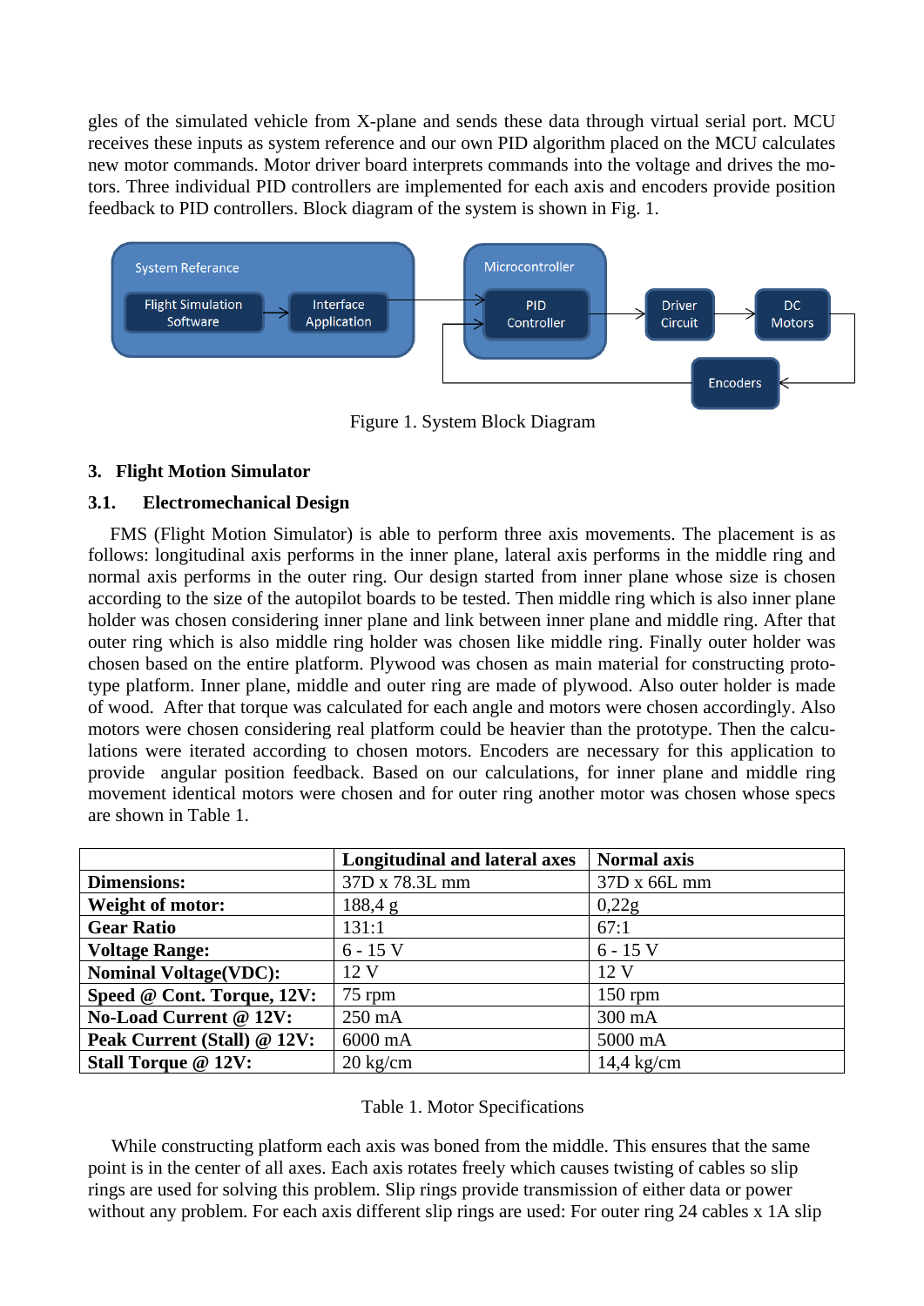gles of the simulated vehicle from X-plane and sends these data through virtual serial port. MCU receives these inputs as system reference and our own PID algorithm placed on the MCU calculates new motor commands. Motor driver board interprets commands into the voltage and drives the motors. Three individual PID controllers are implemented for each axis and encoders provide position feedback to PID controllers. Block diagram of the system is shown in Fig. 1.

Figure 1. System Block Diagram

## 3. Flight Motion Simulator

### 3.1. Electromechanical Design

FMS (Flight Motion Simulator) is able to perform three axis movements. The placement is as follows: longitudinal axis performs in the inner plane, lateral axis performs in the middle ring and normal axis performs in the outer ring. Our design started from inner plane whose size is chosen according to the size of the autopilot boards to be tested. Then middle ring which is also inner plane holder was chosen considering inner plane and link between inner plane and middle ring. After that outer ring which is also middle ring holder was chosen like middle ring. Finally outer holder was chosen based on the entire platform. Plywood was chosen as main material for constructing prototype platform. Inner plane, middle and outer ring are made of plywood. Also outer holder is made of wood. After that torque was calculated for each angle and motors were chosen accordingly. Also motors were chosen considering real platform could be heavier than the prototype. Then the calculations were iterated according to chosen motors. Encoders are necessary for this application to provide angular position feedback. Based on our calculations, for inner plane and middle ring movement identical motors were chosen and for outer ring another motor was chosen whose specs are shown in Table 1.

| | **Longitudinal and lateral axes** | **Normal axis** |
|---|---|---|
| **Dimensions:** | 37D x 78.3L mm | 37D x 66L mm |
| **Weight of motor:** | 188,4 g | 0,22g |
| **Gear Ratio** | 131:1 | 67:1 |
| **Voltage Range:** | 6 - 15 V | 6 - 15 V |
| **Nominal Voltage(VDC):** | 12 V | 12 V |
| **Speed @ Cont. Torque, 12V:** | 75 rpm | 150 rpm |
| **No-Load Current @ 12V:** | 250 mA | 300 mA |
| **Peak Current (Stall) @ 12V:** | 6000 mA | 5000 mA |
| **Stall Torque @ 12V:** | 20 kg/cm | 14,4 kg/cm |

Table 1. Motor Specifications

While constructing platform each axis was boned from the middle. This ensures that the same point is in the center of all axes. Each axis rotates freely which causes twisting of cables so slip rings are used for solving this problem. Slip rings provide transmission of either data or power without any problem. For each axis different slip rings are used: For outer ring 24 cables x 1A slip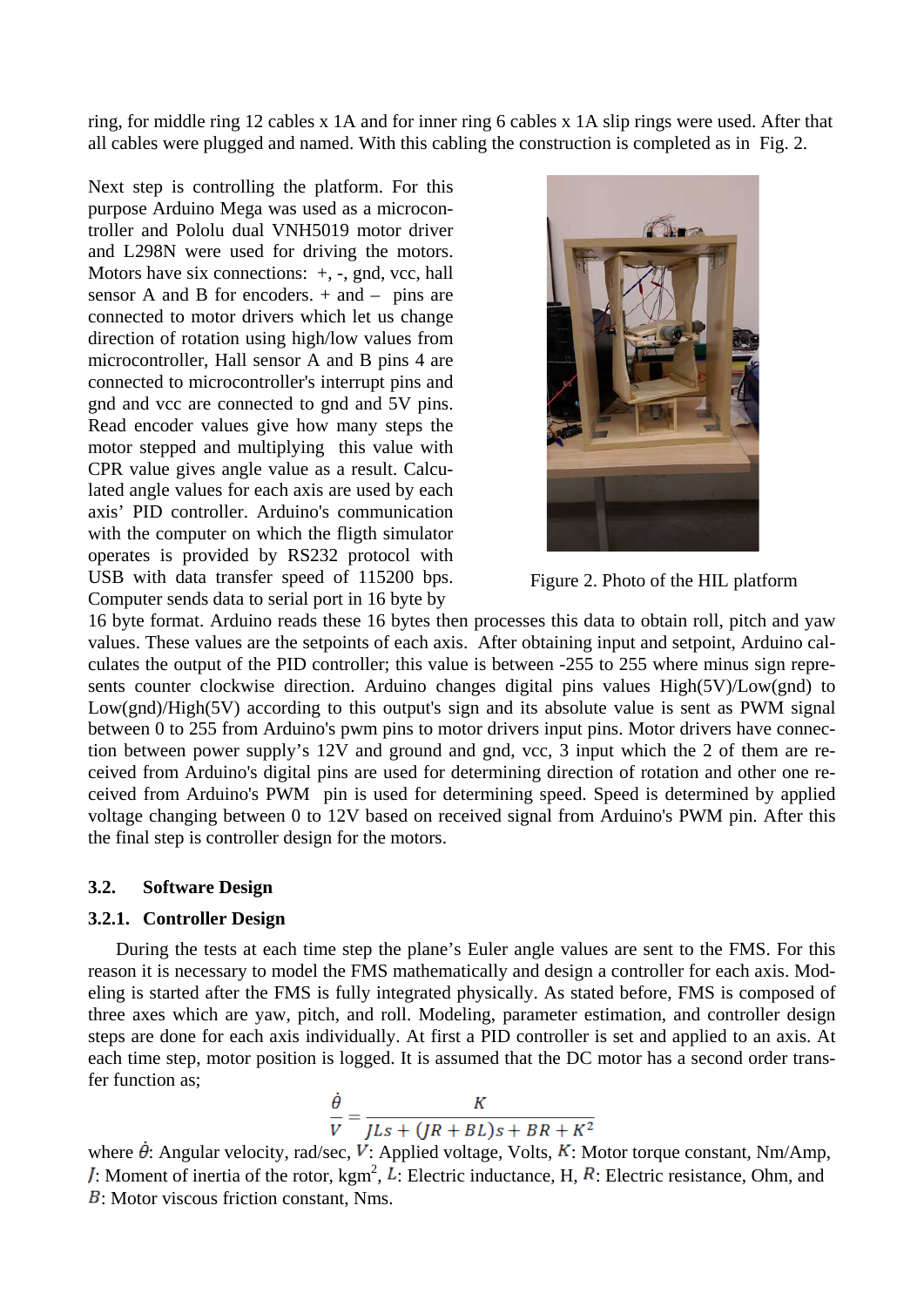ring, for middle ring 12 cables x 1A and for inner ring 6 cables x 1A slip rings were used. After that all cables were plugged and named. With this cabling the construction is completed as in Fig. 2.

Next step is controlling the platform. For this purpose Arduino Mega was used as a microcontroller and Pololu dual VNH5019 motor driver and L298N were used for driving the motors. Motors have six connections: +, -, gnd, vcc, hall sensor A and B for encoders. + and – pins are connected to motor drivers which let us change direction of rotation using high/low values from microcontroller, Hall sensor A and B pins 4 are connected to microcontroller's interrupt pins and gnd and vcc are connected to gnd and 5V pins. Read encoder values give how many steps the motor stepped and multiplying this value with CPR value gives angle value as a result. Calculated angle values for each axis are used by each axis' PID controller. Arduino's communication with the computer on which the fligth simulator operates is provided by RS232 protocol with USB with data transfer speed of 115200 bps. Computer sends data to serial port in 16 byte by 16 byte format. Arduino reads these 16 bytes then processes this data to obtain roll, pitch and yaw values. These values are the setpoints of each axis. After obtaining input and setpoint, Arduino calculates the output of the PID controller; this value is between -255 to 255 where minus sign represents counter clockwise direction. Arduino changes digital pins values High(5V)/Low(gnd) to Low(gnd)/High(5V) according to this output's sign and its absolute value is sent as PWM signal between 0 to 255 from Arduino's pwm pins to motor drivers input pins. Motor drivers have connection between power supply's 12V and ground and gnd, vcc, 3 input which the 2 of them are received from Arduino's digital pins are used for determining direction of rotation and other one received from Arduino's PWM pin is used for determining speed. Speed is determined by applied voltage changing between 0 to 12V based on received signal from Arduino's PWM pin. After this the final step is controller design for the motors.

Figure 2. Photo of the HIL platform

### 3.2. Software Design

#### 3.2.1. Controller Design

During the tests at each time step the plane's Euler angle values are sent to the FMS. For this reason it is necessary to model the FMS mathematically and design a controller for each axis. Modeling is started after the FMS is fully integrated physically. As stated before, FMS is composed of three axes which are yaw, pitch, and roll. Modeling, parameter estimation, and controller design steps are done for each axis individually. At first a PID controller is set and applied to an axis. At each time step, motor position is logged. It is assumed that the DC motor has a second order transfer function as;

$$\frac{\dot{\theta}}{V} = \frac{K}{JLs + (JR + BL)s + BR + K^2}$$

where $\dot{\theta}$: Angular velocity, rad/sec, $V$: Applied voltage, Volts, $K$: Motor torque constant, Nm/Amp, $J$: Moment of inertia of the rotor, kgm$^2$, $L$: Electric inductance, H, $R$: Electric resistance, Ohm, and $B$: Motor viscous friction constant, Nms.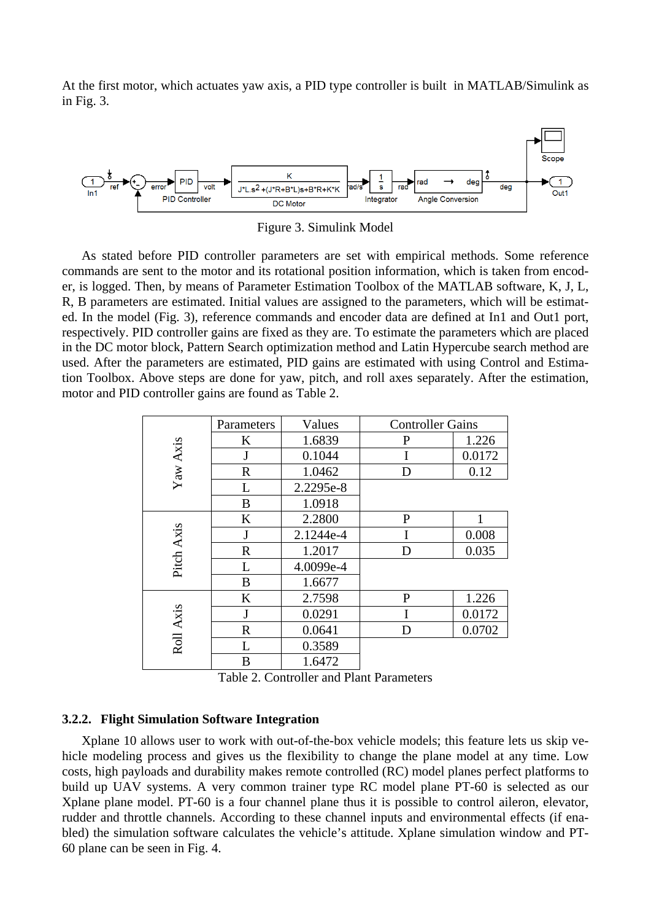At the first motor, which actuates yaw axis, a PID type controller is built in MATLAB/Simulink as in Fig. 3.

Figure 3. Simulink Model

As stated before PID controller parameters are set with empirical methods. Some reference commands are sent to the motor and its rotational position information, which is taken from encoder, is logged. Then, by means of Parameter Estimation Toolbox of the MATLAB software, K, J, L, R, B parameters are estimated. Initial values are assigned to the parameters, which will be estimated. In the model (Fig. 3), reference commands and encoder data are defined at In1 and Out1 port, respectively. PID controller gains are fixed as they are. To estimate the parameters which are placed in the DC motor block, Pattern Search optimization method and Latin Hypercube search method are used. After the parameters are estimated, PID gains are estimated with using Control and Estimation Toolbox. Above steps are done for yaw, pitch, and roll axes separately. After the estimation, motor and PID controller gains are found as Table 2.

| | Parameters | Values | Controller Gains | |
|---|---|---|---|---|
| Yaw Axis | K | 1.6839 | P | 1.226 |
| | J | 0.1044 | I | 0.0172 |
| | R | 1.0462 | D | 0.12 |
| | L | 2.2295e-8 | | |
| | B | 1.0918 | | |
| Pitch Axis | K | 2.2800 | P | 1 |
| | J | 2.1244e-4 | I | 0.008 |
| | R | 1.2017 | D | 0.035 |
| | L | 4.0099e-4 | | |
| | B | 1.6677 | | |
| Roll Axis | K | 2.7598 | P | 1.226 |
| | J | 0.0291 | I | 0.0172 |
| | R | 0.0641 | D | 0.0702 |
| | L | 0.3589 | | |
| | B | 1.6472 | | |

Table 2. Controller and Plant Parameters

### 3.2.2. Flight Simulation Software Integration

Xplane 10 allows user to work with out-of-the-box vehicle models; this feature lets us skip vehicle modeling process and gives us the flexibility to change the plane model at any time. Low costs, high payloads and durability makes remote controlled (RC) model planes perfect platforms to build up UAV systems. A very common trainer type RC model plane PT-60 is selected as our Xplane plane model. PT-60 is a four channel plane thus it is possible to control aileron, elevator, rudder and throttle channels. According to these channel inputs and environmental effects (if enabled) the simulation software calculates the vehicle's attitude. Xplane simulation window and PT-60 plane can be seen in Fig. 4.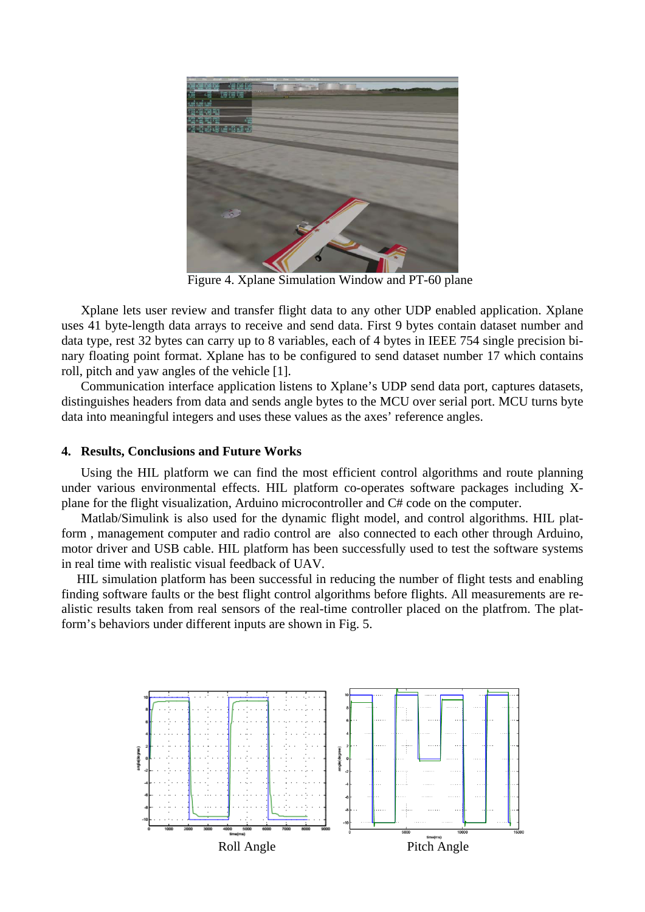Figure 4. Xplane Simulation Window and PT-60 plane

Xplane lets user review and transfer flight data to any other UDP enabled application. Xplane uses 41 byte-length data arrays to receive and send data. First 9 bytes contain dataset number and data type, rest 32 bytes can carry up to 8 variables, each of 4 bytes in IEEE 754 single precision binary floating point format. Xplane has to be configured to send dataset number 17 which contains roll, pitch and yaw angles of the vehicle [1].

Communication interface application listens to Xplane's UDP send data port, captures datasets, distinguishes headers from data and sends angle bytes to the MCU over serial port. MCU turns byte data into meaningful integers and uses these values as the axes' reference angles.

## 4. Results, Conclusions and Future Works

Using the HIL platform we can find the most efficient control algorithms and route planning under various environmental effects. HIL platform co-operates software packages including X-plane for the flight visualization, Arduino microcontroller and C# code on the computer.

Matlab/Simulink is also used for the dynamic flight model, and control algorithms. HIL platform , management computer and radio control are also connected to each other through Arduino, motor driver and USB cable. HIL platform has been successfully used to test the software systems in real time with realistic visual feedback of UAV.

HIL simulation platform has been successful in reducing the number of flight tests and enabling finding software faults or the best flight control algorithms before flights. All measurements are realistic results taken from real sensors of the real-time controller placed on the platfrom. The platform's behaviors under different inputs are shown in Fig. 5.

Roll Angle

Pitch Angle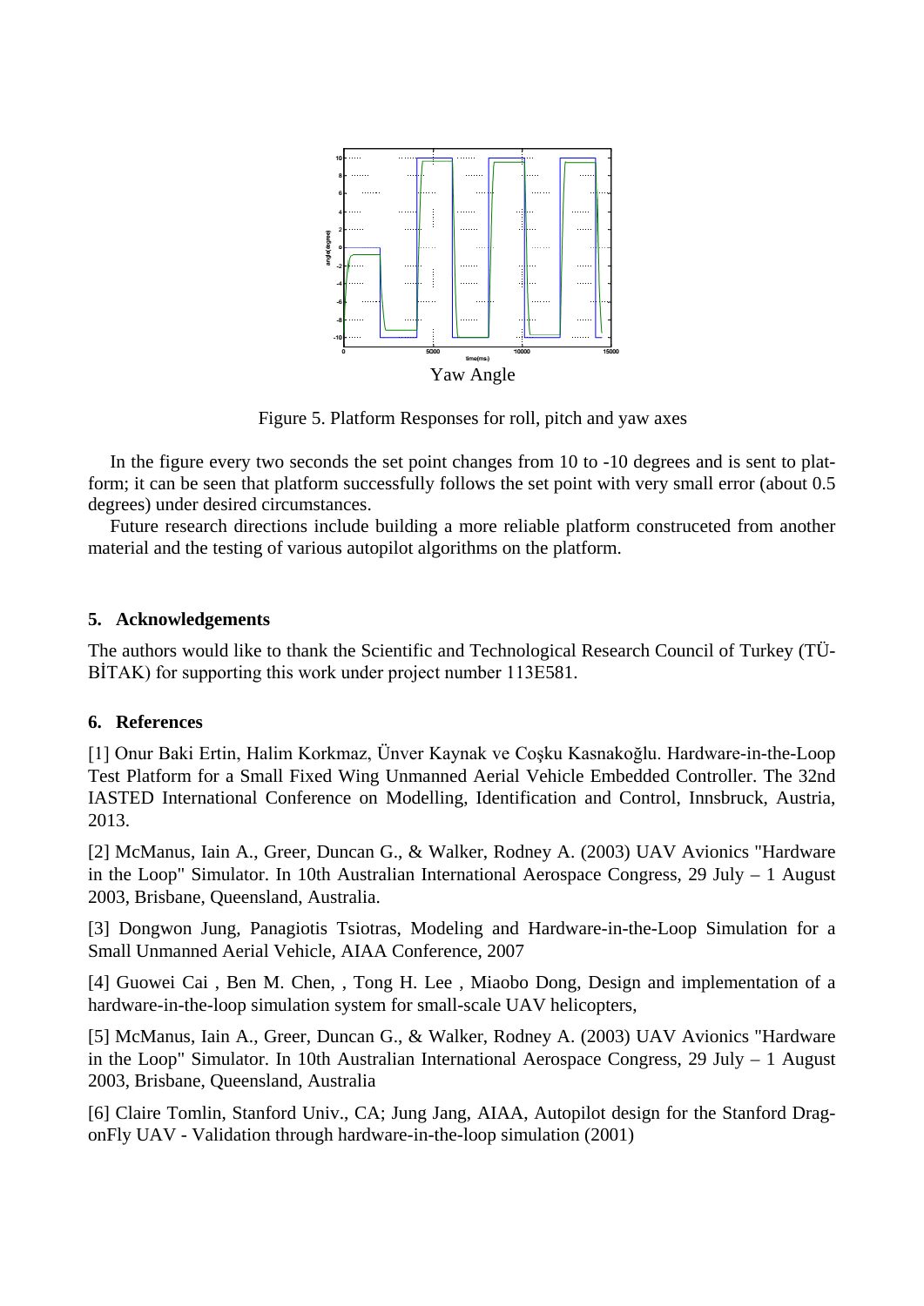10
8
6
4
2
0
-2
-4
-6
-8
-10

angle(degree)

0
5000
10000
15000

time(ms)

Yaw Angle

Figure 5. Platform Responses for roll, pitch and yaw axes

In the figure every two seconds the set point changes from 10 to -10 degrees and is sent to platform; it can be seen that platform successfully follows the set point with very small error (about 0.5 degrees) under desired circumstances.

Future research directions include building a more reliable platform construceted from another material and the testing of various autopilot algorithms on the platform.

## 5. Acknowledgements

The authors would like to thank the Scientific and Technological Research Council of Turkey (TÜBİTAK) for supporting this work under project number 113E581.

## 6. References

[1] Onur Baki Ertin, Halim Korkmaz, Ünver Kaynak ve Coşku Kasnakoğlu. Hardware-in-the-Loop Test Platform for a Small Fixed Wing Unmanned Aerial Vehicle Embedded Controller. The 32nd IASTED International Conference on Modelling, Identification and Control, Innsbruck, Austria, 2013.

[2] McManus, Iain A., Greer, Duncan G., & Walker, Rodney A. (2003) UAV Avionics "Hardware in the Loop" Simulator. In 10th Australian International Aerospace Congress, 29 July – 1 August 2003, Brisbane, Queensland, Australia.

[3] Dongwon Jung, Panagiotis Tsiotras, Modeling and Hardware-in-the-Loop Simulation for a Small Unmanned Aerial Vehicle, AIAA Conference, 2007

[4] Guowei Cai , Ben M. Chen, , Tong H. Lee , Miaobo Dong, Design and implementation of a hardware-in-the-loop simulation system for small-scale UAV helicopters,

[5] McManus, Iain A., Greer, Duncan G., & Walker, Rodney A. (2003) UAV Avionics "Hardware in the Loop" Simulator. In 10th Australian International Aerospace Congress, 29 July – 1 August 2003, Brisbane, Queensland, Australia

[6] Claire Tomlin, Stanford Univ., CA; Jung Jang, AIAA, Autopilot design for the Stanford DragonFly UAV - Validation through hardware-in-the-loop simulation (2001)